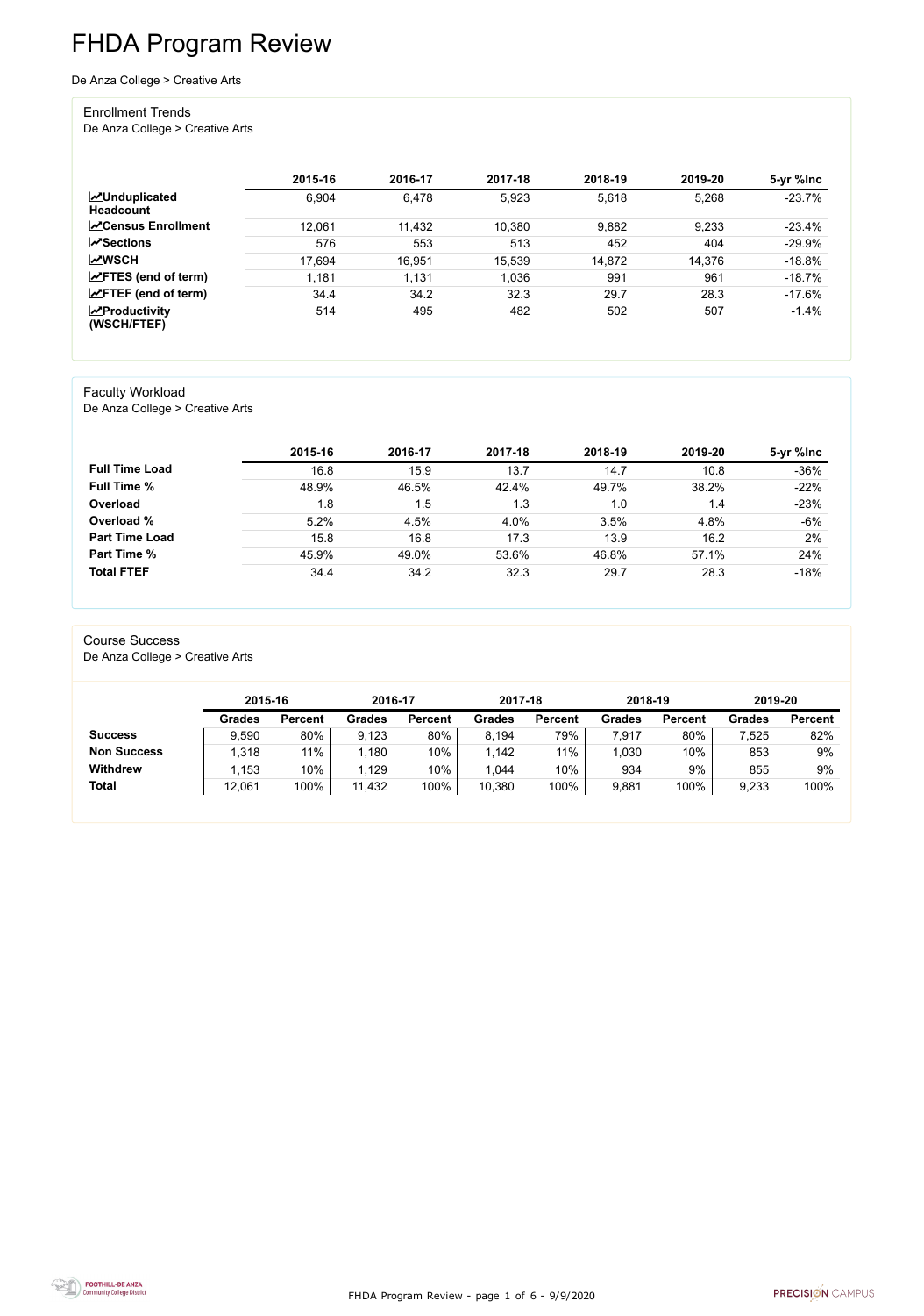# FHDA Program Review

De Anza College > Creative Arts

## Enrollment Trends

De Anza College > Creative Arts

| | 2015-16 | 2016-17 | 2017-18 | 2018-19 | 2019-20 | 5-yr %Inc |
|---|---|---|---|---|---|---|
| **Unduplicated Headcount** | 6,904 | 6,478 | 5,923 | 5,618 | 5,268 | -23.7% |
| **Census Enrollment** | 12,061 | 11,432 | 10,380 | 9,882 | 9,233 | -23.4% |
| **Sections** | 576 | 553 | 513 | 452 | 404 | -29.9% |
| **WSCH** | 17,694 | 16,951 | 15,539 | 14,872 | 14,376 | -18.8% |
| **FTES (end of term)** | 1,181 | 1,131 | 1,036 | 991 | 961 | -18.7% |
| **FTEF (end of term)** | 34.4 | 34.2 | 32.3 | 29.7 | 28.3 | -17.6% |
| **Productivity (WSCH/FTEF)** | 514 | 495 | 482 | 502 | 507 | -1.4% |

## Faculty Workload

De Anza College > Creative Arts

| | 2015-16 | 2016-17 | 2017-18 | 2018-19 | 2019-20 | 5-yr %Inc |
|---|---|---|---|---|---|---|
| **Full Time Load** | 16.8 | 15.9 | 13.7 | 14.7 | 10.8 | -36% |
| **Full Time %** | 48.9% | 46.5% | 42.4% | 49.7% | 38.2% | -22% |
| **Overload** | 1.8 | 1.5 | 1.3 | 1.0 | 1.4 | -23% |
| **Overload %** | 5.2% | 4.5% | 4.0% | 3.5% | 4.8% | -6% |
| **Part Time Load** | 15.8 | 16.8 | 17.3 | 13.9 | 16.2 | 2% |
| **Part Time %** | 45.9% | 49.0% | 53.6% | 46.8% | 57.1% | 24% |
| **Total FTEF** | 34.4 | 34.2 | 32.3 | 29.7 | 28.3 | -18% |

## Course Success

De Anza College > Creative Arts

| | 2015-16 | | 2016-17 | | 2017-18 | | 2018-19 | | 2019-20 | |
|---|---|---|---|---|---|---|---|---|---|---|
| | **Grades** | **Percent** | **Grades** | **Percent** | **Grades** | **Percent** | **Grades** | **Percent** | **Grades** | **Percent** |
| **Success** | 9,590 | 80% | 9,123 | 80% | 8,194 | 79% | 7,917 | 80% | 7,525 | 82% |
| **Non Success** | 1,318 | 11% | 1,180 | 10% | 1,142 | 11% | 1,030 | 10% | 853 | 9% |
| **Withdrew** | 1,153 | 10% | 1,129 | 10% | 1,044 | 10% | 934 | 9% | 855 | 9% |
| **Total** | 12,061 | 100% | 11,432 | 100% | 10,380 | 100% | 9,881 | 100% | 9,233 | 100% |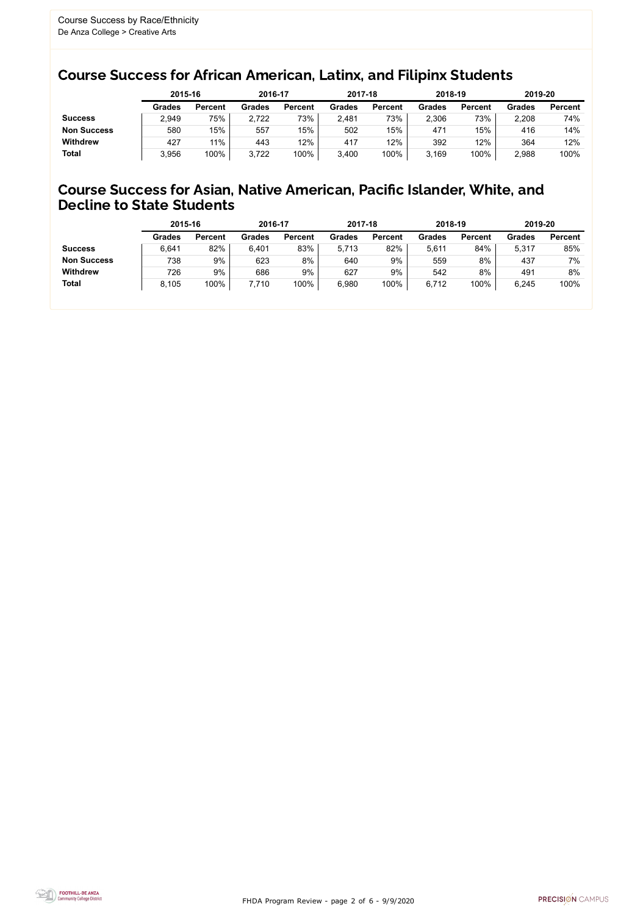Course Success by Race/Ethnicity
De Anza College > Creative Arts

## Course Success for African American, Latinx, and Filipinx Students

| | 2015-16 | | 2016-17 | | 2017-18 | | 2018-19 | | 2019-20 | |
|---|---|---|---|---|---|---|---|---|---|---|
| | **Grades** | **Percent** | **Grades** | **Percent** | **Grades** | **Percent** | **Grades** | **Percent** | **Grades** | **Percent** |
| **Success** | 2,949 | 75% | 2,722 | 73% | 2,481 | 73% | 2,306 | 73% | 2,208 | 74% |
| **Non Success** | 580 | 15% | 557 | 15% | 502 | 15% | 471 | 15% | 416 | 14% |
| **Withdrew** | 427 | 11% | 443 | 12% | 417 | 12% | 392 | 12% | 364 | 12% |
| **Total** | 3,956 | 100% | 3,722 | 100% | 3,400 | 100% | 3,169 | 100% | 2,988 | 100% |

## Course Success for Asian, Native American, Pacific Islander, White, and Decline to State Students

| | 2015-16 | | 2016-17 | | 2017-18 | | 2018-19 | | 2019-20 | |
|---|---|---|---|---|---|---|---|---|---|---|
| | **Grades** | **Percent** | **Grades** | **Percent** | **Grades** | **Percent** | **Grades** | **Percent** | **Grades** | **Percent** |
| **Success** | 6,641 | 82% | 6,401 | 83% | 5,713 | 82% | 5,611 | 84% | 5,317 | 85% |
| **Non Success** | 738 | 9% | 623 | 8% | 640 | 9% | 559 | 8% | 437 | 7% |
| **Withdrew** | 726 | 9% | 686 | 9% | 627 | 9% | 542 | 8% | 491 | 8% |
| **Total** | 8,105 | 100% | 7,710 | 100% | 6,980 | 100% | 6,712 | 100% | 6,245 | 100% |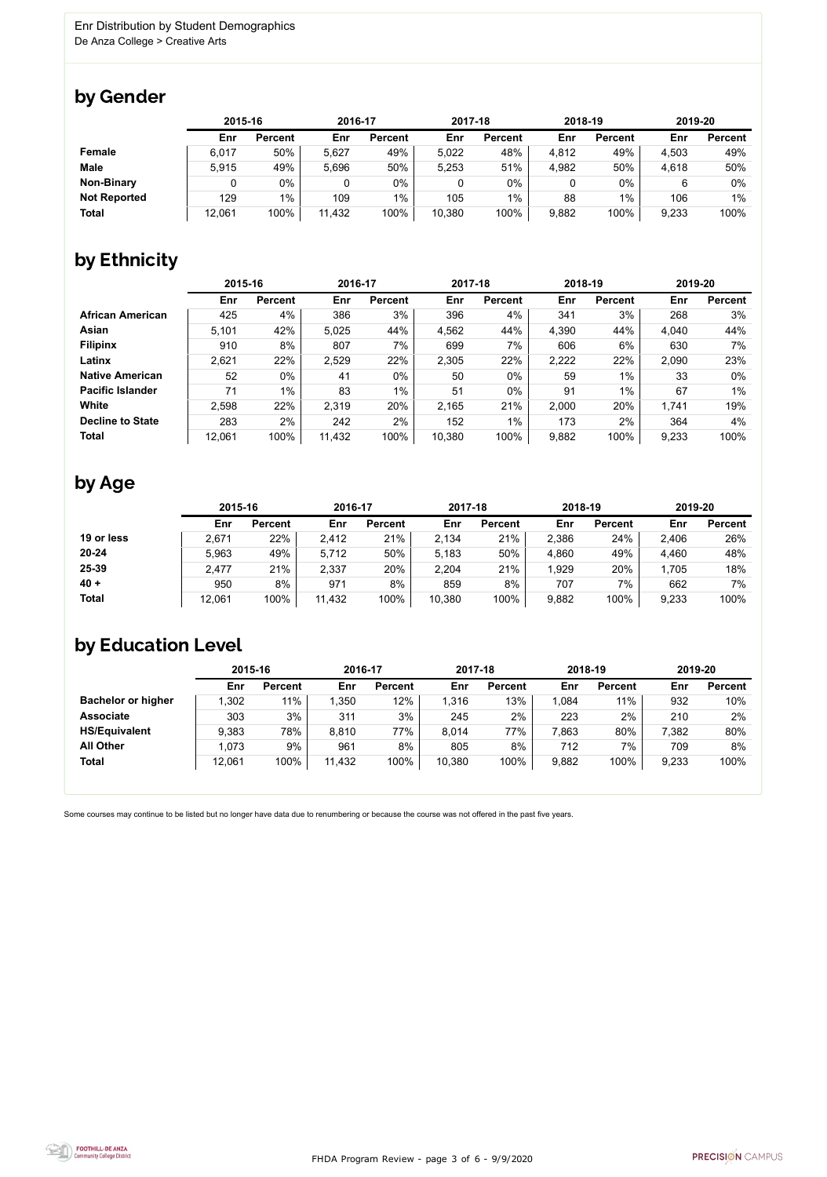Enr Distribution by Student Demographics
De Anza College > Creative Arts

# by Gender

| | 2015-16 | | 2016-17 | | 2017-18 | | 2018-19 | | 2019-20 | |
|---|---|---|---|---|---|---|---|---|---|---|
| | **Enr** | **Percent** | **Enr** | **Percent** | **Enr** | **Percent** | **Enr** | **Percent** | **Enr** | **Percent** |
| **Female** | 6,017 | 50% | 5,627 | 49% | 5,022 | 48% | 4,812 | 49% | 4,503 | 49% |
| **Male** | 5,915 | 49% | 5,696 | 50% | 5,253 | 51% | 4,982 | 50% | 4,618 | 50% |
| **Non-Binary** | 0 | 0% | 0 | 0% | 0 | 0% | 0 | 0% | 6 | 0% |
| **Not Reported** | 129 | 1% | 109 | 1% | 105 | 1% | 88 | 1% | 106 | 1% |
| **Total** | 12,061 | 100% | 11,432 | 100% | 10,380 | 100% | 9,882 | 100% | 9,233 | 100% |

# by Ethnicity

| | 2015-16 | | 2016-17 | | 2017-18 | | 2018-19 | | 2019-20 | |
|---|---|---|---|---|---|---|---|---|---|---|
| | **Enr** | **Percent** | **Enr** | **Percent** | **Enr** | **Percent** | **Enr** | **Percent** | **Enr** | **Percent** |
| **African American** | 425 | 4% | 386 | 3% | 396 | 4% | 341 | 3% | 268 | 3% |
| **Asian** | 5,101 | 42% | 5,025 | 44% | 4,562 | 44% | 4,390 | 44% | 4,040 | 44% |
| **Filipinx** | 910 | 8% | 807 | 7% | 699 | 7% | 606 | 6% | 630 | 7% |
| **Latinx** | 2,621 | 22% | 2,529 | 22% | 2,305 | 22% | 2,222 | 22% | 2,090 | 23% |
| **Native American** | 52 | 0% | 41 | 0% | 50 | 0% | 59 | 1% | 33 | 0% |
| **Pacific Islander** | 71 | 1% | 83 | 1% | 51 | 0% | 91 | 1% | 67 | 1% |
| **White** | 2,598 | 22% | 2,319 | 20% | 2,165 | 21% | 2,000 | 20% | 1,741 | 19% |
| **Decline to State** | 283 | 2% | 242 | 2% | 152 | 1% | 173 | 2% | 364 | 4% |
| **Total** | 12,061 | 100% | 11,432 | 100% | 10,380 | 100% | 9,882 | 100% | 9,233 | 100% |

# by Age

| | 2015-16 | | 2016-17 | | 2017-18 | | 2018-19 | | 2019-20 | |
|---|---|---|---|---|---|---|---|---|---|---|
| | **Enr** | **Percent** | **Enr** | **Percent** | **Enr** | **Percent** | **Enr** | **Percent** | **Enr** | **Percent** |
| **19 or less** | 2,671 | 22% | 2,412 | 21% | 2,134 | 21% | 2,386 | 24% | 2,406 | 26% |
| **20-24** | 5,963 | 49% | 5,712 | 50% | 5,183 | 50% | 4,860 | 49% | 4,460 | 48% |
| **25-39** | 2,477 | 21% | 2,337 | 20% | 2,204 | 21% | 1,929 | 20% | 1,705 | 18% |
| **40 +** | 950 | 8% | 971 | 8% | 859 | 8% | 707 | 7% | 662 | 7% |
| **Total** | 12,061 | 100% | 11,432 | 100% | 10,380 | 100% | 9,882 | 100% | 9,233 | 100% |

# by Education Level

| | 2015-16 | | 2016-17 | | 2017-18 | | 2018-19 | | 2019-20 | |
|---|---|---|---|---|---|---|---|---|---|---|
| | **Enr** | **Percent** | **Enr** | **Percent** | **Enr** | **Percent** | **Enr** | **Percent** | **Enr** | **Percent** |
| **Bachelor or higher** | 1,302 | 11% | 1,350 | 12% | 1,316 | 13% | 1,084 | 11% | 932 | 10% |
| **Associate** | 303 | 3% | 311 | 3% | 245 | 2% | 223 | 2% | 210 | 2% |
| **HS/Equivalent** | 9,383 | 78% | 8,810 | 77% | 8,014 | 77% | 7,863 | 80% | 7,382 | 80% |
| **All Other** | 1,073 | 9% | 961 | 8% | 805 | 8% | 712 | 7% | 709 | 8% |
| **Total** | 12,061 | 100% | 11,432 | 100% | 10,380 | 100% | 9,882 | 100% | 9,233 | 100% |

Some courses may continue to be listed but no longer have data due to renumbering or because the course was not offered in the past five years.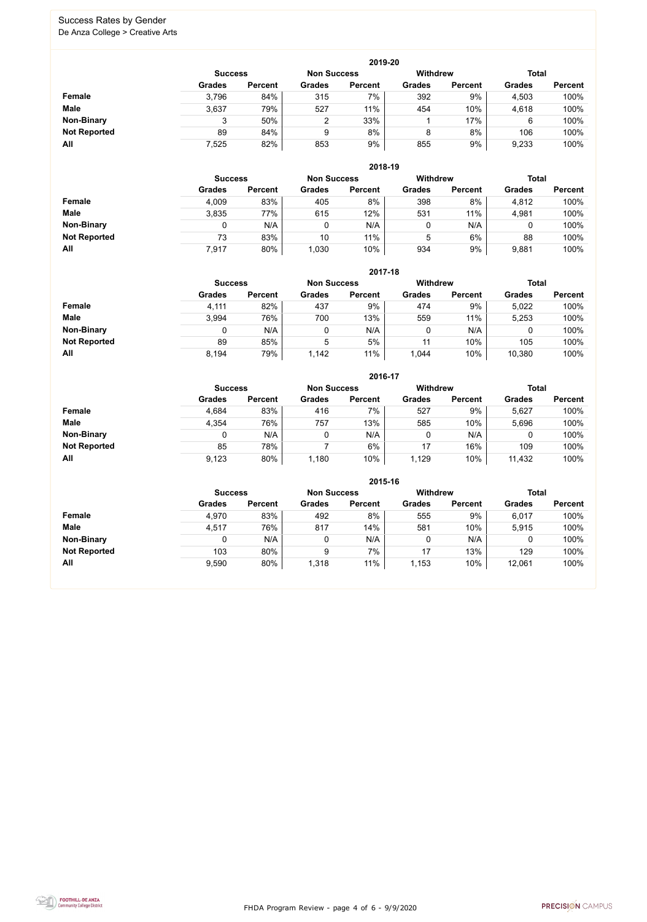# Success Rates by Gender

De Anza College > Creative Arts

| 2019-20 | Success | | Non Success | | Withdrew | | Total | |
|---|---|---|---|---|---|---|---|---|
| | Grades | Percent | Grades | Percent | Grades | Percent | Grades | Percent |
| **Female** | 3,796 | 84% | 315 | 7% | 392 | 9% | 4,503 | 100% |
| **Male** | 3,637 | 79% | 527 | 11% | 454 | 10% | 4,618 | 100% |
| **Non-Binary** | 3 | 50% | 2 | 33% | 1 | 17% | 6 | 100% |
| **Not Reported** | 89 | 84% | 9 | 8% | 8 | 8% | 106 | 100% |
| **All** | 7,525 | 82% | 853 | 9% | 855 | 9% | 9,233 | 100% |

| 2018-19 | Success | | Non Success | | Withdrew | | Total | |
|---|---|---|---|---|---|---|---|---|
| | Grades | Percent | Grades | Percent | Grades | Percent | Grades | Percent |
| **Female** | 4,009 | 83% | 405 | 8% | 398 | 8% | 4,812 | 100% |
| **Male** | 3,835 | 77% | 615 | 12% | 531 | 11% | 4,981 | 100% |
| **Non-Binary** | 0 | N/A | 0 | N/A | 0 | N/A | 0 | 100% |
| **Not Reported** | 73 | 83% | 10 | 11% | 5 | 6% | 88 | 100% |
| **All** | 7,917 | 80% | 1,030 | 10% | 934 | 9% | 9,881 | 100% |

| 2017-18 | Success | | Non Success | | Withdrew | | Total | |
|---|---|---|---|---|---|---|---|---|
| | Grades | Percent | Grades | Percent | Grades | Percent | Grades | Percent |
| **Female** | 4,111 | 82% | 437 | 9% | 474 | 9% | 5,022 | 100% |
| **Male** | 3,994 | 76% | 700 | 13% | 559 | 11% | 5,253 | 100% |
| **Non-Binary** | 0 | N/A | 0 | N/A | 0 | N/A | 0 | 100% |
| **Not Reported** | 89 | 85% | 5 | 5% | 11 | 10% | 105 | 100% |
| **All** | 8,194 | 79% | 1,142 | 11% | 1,044 | 10% | 10,380 | 100% |

| 2016-17 | Success | | Non Success | | Withdrew | | Total | |
|---|---|---|---|---|---|---|---|---|
| | Grades | Percent | Grades | Percent | Grades | Percent | Grades | Percent |
| **Female** | 4,684 | 83% | 416 | 7% | 527 | 9% | 5,627 | 100% |
| **Male** | 4,354 | 76% | 757 | 13% | 585 | 10% | 5,696 | 100% |
| **Non-Binary** | 0 | N/A | 0 | N/A | 0 | N/A | 0 | 100% |
| **Not Reported** | 85 | 78% | 7 | 6% | 17 | 16% | 109 | 100% |
| **All** | 9,123 | 80% | 1,180 | 10% | 1,129 | 10% | 11,432 | 100% |

| 2015-16 | Success | | Non Success | | Withdrew | | Total | |
|---|---|---|---|---|---|---|---|---|
| | Grades | Percent | Grades | Percent | Grades | Percent | Grades | Percent |
| **Female** | 4,970 | 83% | 492 | 8% | 555 | 9% | 6,017 | 100% |
| **Male** | 4,517 | 76% | 817 | 14% | 581 | 10% | 5,915 | 100% |
| **Non-Binary** | 0 | N/A | 0 | N/A | 0 | N/A | 0 | 100% |
| **Not Reported** | 103 | 80% | 9 | 7% | 17 | 13% | 129 | 100% |
| **All** | 9,590 | 80% | 1,318 | 11% | 1,153 | 10% | 12,061 | 100% |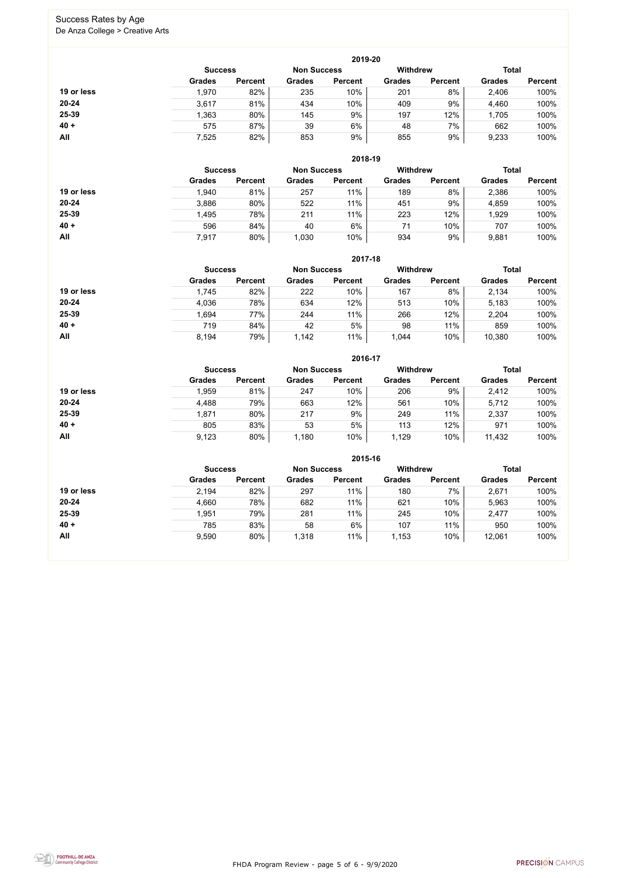# Success Rates by Age

De Anza College > Creative Arts

### 2019-20

| | Success | | Non Success | | Withdrew | | Total | |
|---|---|---|---|---|---|---|---|---|
| | Grades | Percent | Grades | Percent | Grades | Percent | Grades | Percent |
| **19 or less** | 1,970 | 82% | 235 | 10% | 201 | 8% | 2,406 | 100% |
| **20-24** | 3,617 | 81% | 434 | 10% | 409 | 9% | 4,460 | 100% |
| **25-39** | 1,363 | 80% | 145 | 9% | 197 | 12% | 1,705 | 100% |
| **40 +** | 575 | 87% | 39 | 6% | 48 | 7% | 662 | 100% |
| **All** | 7,525 | 82% | 853 | 9% | 855 | 9% | 9,233 | 100% |

### 2018-19

| | Success | | Non Success | | Withdrew | | Total | |
|---|---|---|---|---|---|---|---|---|
| | Grades | Percent | Grades | Percent | Grades | Percent | Grades | Percent |
| **19 or less** | 1,940 | 81% | 257 | 11% | 189 | 8% | 2,386 | 100% |
| **20-24** | 3,886 | 80% | 522 | 11% | 451 | 9% | 4,859 | 100% |
| **25-39** | 1,495 | 78% | 211 | 11% | 223 | 12% | 1,929 | 100% |
| **40 +** | 596 | 84% | 40 | 6% | 71 | 10% | 707 | 100% |
| **All** | 7,917 | 80% | 1,030 | 10% | 934 | 9% | 9,881 | 100% |

### 2017-18

| | Success | | Non Success | | Withdrew | | Total | |
|---|---|---|---|---|---|---|---|---|
| | Grades | Percent | Grades | Percent | Grades | Percent | Grades | Percent |
| **19 or less** | 1,745 | 82% | 222 | 10% | 167 | 8% | 2,134 | 100% |
| **20-24** | 4,036 | 78% | 634 | 12% | 513 | 10% | 5,183 | 100% |
| **25-39** | 1,694 | 77% | 244 | 11% | 266 | 12% | 2,204 | 100% |
| **40 +** | 719 | 84% | 42 | 5% | 98 | 11% | 859 | 100% |
| **All** | 8,194 | 79% | 1,142 | 11% | 1,044 | 10% | 10,380 | 100% |

### 2016-17

| | Success | | Non Success | | Withdrew | | Total | |
|---|---|---|---|---|---|---|---|---|
| | Grades | Percent | Grades | Percent | Grades | Percent | Grades | Percent |
| **19 or less** | 1,959 | 81% | 247 | 10% | 206 | 9% | 2,412 | 100% |
| **20-24** | 4,488 | 79% | 663 | 12% | 561 | 10% | 5,712 | 100% |
| **25-39** | 1,871 | 80% | 217 | 9% | 249 | 11% | 2,337 | 100% |
| **40 +** | 805 | 83% | 53 | 5% | 113 | 12% | 971 | 100% |
| **All** | 9,123 | 80% | 1,180 | 10% | 1,129 | 10% | 11,432 | 100% |

### 2015-16

| | Success | | Non Success | | Withdrew | | Total | |
|---|---|---|---|---|---|---|---|---|
| | Grades | Percent | Grades | Percent | Grades | Percent | Grades | Percent |
| **19 or less** | 2,194 | 82% | 297 | 11% | 180 | 7% | 2,671 | 100% |
| **20-24** | 4,660 | 78% | 682 | 11% | 621 | 10% | 5,963 | 100% |
| **25-39** | 1,951 | 79% | 281 | 11% | 245 | 10% | 2,477 | 100% |
| **40 +** | 785 | 83% | 58 | 6% | 107 | 11% | 950 | 100% |
| **All** | 9,590 | 80% | 1,318 | 11% | 1,153 | 10% | 12,061 | 100% |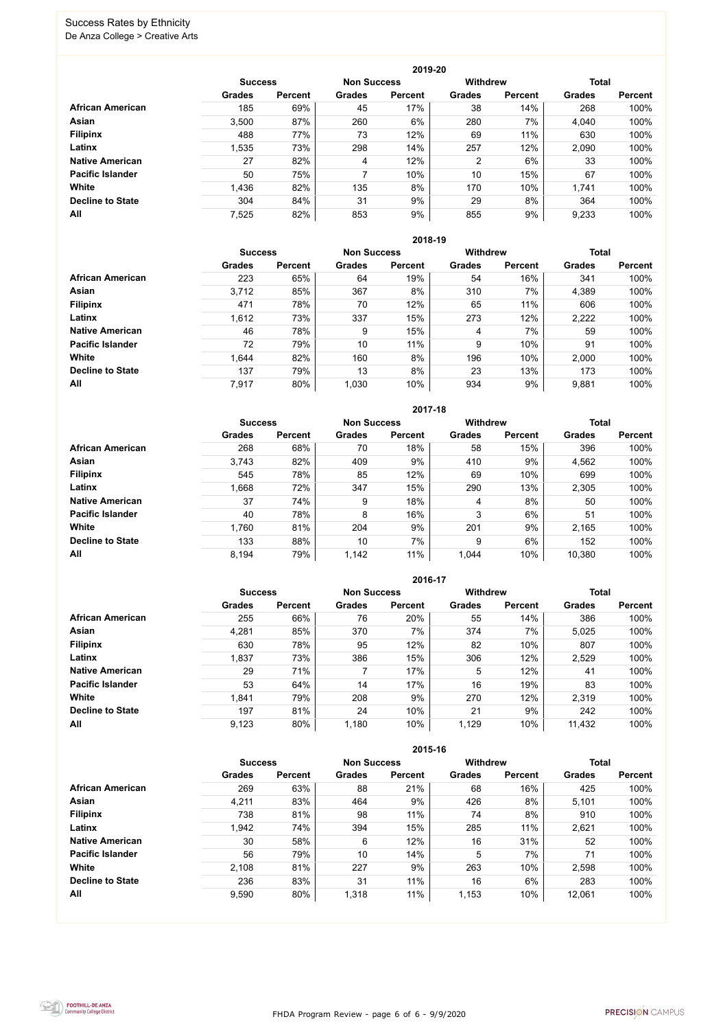# Success Rates by Ethnicity

De Anza College > Creative Arts

## 2019-20

| | Success | | Non Success | | Withdrew | | Total | |
|---|---|---|---|---|---|---|---|---|
| | Grades | Percent | Grades | Percent | Grades | Percent | Grades | Percent |
| **African American** | 185 | 69% | 45 | 17% | 38 | 14% | 268 | 100% |
| **Asian** | 3,500 | 87% | 260 | 6% | 280 | 7% | 4,040 | 100% |
| **Filipinx** | 488 | 77% | 73 | 12% | 69 | 11% | 630 | 100% |
| **Latinx** | 1,535 | 73% | 298 | 14% | 257 | 12% | 2,090 | 100% |
| **Native American** | 27 | 82% | 4 | 12% | 2 | 6% | 33 | 100% |
| **Pacific Islander** | 50 | 75% | 7 | 10% | 10 | 15% | 67 | 100% |
| **White** | 1,436 | 82% | 135 | 8% | 170 | 10% | 1,741 | 100% |
| **Decline to State** | 304 | 84% | 31 | 9% | 29 | 8% | 364 | 100% |
| **All** | 7,525 | 82% | 853 | 9% | 855 | 9% | 9,233 | 100% |

## 2018-19

| | Success | | Non Success | | Withdrew | | Total | |
|---|---|---|---|---|---|---|---|---|
| | Grades | Percent | Grades | Percent | Grades | Percent | Grades | Percent |
| **African American** | 223 | 65% | 64 | 19% | 54 | 16% | 341 | 100% |
| **Asian** | 3,712 | 85% | 367 | 8% | 310 | 7% | 4,389 | 100% |
| **Filipinx** | 471 | 78% | 70 | 12% | 65 | 11% | 606 | 100% |
| **Latinx** | 1,612 | 73% | 337 | 15% | 273 | 12% | 2,222 | 100% |
| **Native American** | 46 | 78% | 9 | 15% | 4 | 7% | 59 | 100% |
| **Pacific Islander** | 72 | 79% | 10 | 11% | 9 | 10% | 91 | 100% |
| **White** | 1,644 | 82% | 160 | 8% | 196 | 10% | 2,000 | 100% |
| **Decline to State** | 137 | 79% | 13 | 8% | 23 | 13% | 173 | 100% |
| **All** | 7,917 | 80% | 1,030 | 10% | 934 | 9% | 9,881 | 100% |

## 2017-18

| | Success | | Non Success | | Withdrew | | Total | |
|---|---|---|---|---|---|---|---|---|
| | Grades | Percent | Grades | Percent | Grades | Percent | Grades | Percent |
| **African American** | 268 | 68% | 70 | 18% | 58 | 15% | 396 | 100% |
| **Asian** | 3,743 | 82% | 409 | 9% | 410 | 9% | 4,562 | 100% |
| **Filipinx** | 545 | 78% | 85 | 12% | 69 | 10% | 699 | 100% |
| **Latinx** | 1,668 | 72% | 347 | 15% | 290 | 13% | 2,305 | 100% |
| **Native American** | 37 | 74% | 9 | 18% | 4 | 8% | 50 | 100% |
| **Pacific Islander** | 40 | 78% | 8 | 16% | 3 | 6% | 51 | 100% |
| **White** | 1,760 | 81% | 204 | 9% | 201 | 9% | 2,165 | 100% |
| **Decline to State** | 133 | 88% | 10 | 7% | 9 | 6% | 152 | 100% |
| **All** | 8,194 | 79% | 1,142 | 11% | 1,044 | 10% | 10,380 | 100% |

## 2016-17

| | Success | | Non Success | | Withdrew | | Total | |
|---|---|---|---|---|---|---|---|---|
| | Grades | Percent | Grades | Percent | Grades | Percent | Grades | Percent |
| **African American** | 255 | 66% | 76 | 20% | 55 | 14% | 386 | 100% |
| **Asian** | 4,281 | 85% | 370 | 7% | 374 | 7% | 5,025 | 100% |
| **Filipinx** | 630 | 78% | 95 | 12% | 82 | 10% | 807 | 100% |
| **Latinx** | 1,837 | 73% | 386 | 15% | 306 | 12% | 2,529 | 100% |
| **Native American** | 29 | 71% | 7 | 17% | 5 | 12% | 41 | 100% |
| **Pacific Islander** | 53 | 64% | 14 | 17% | 16 | 19% | 83 | 100% |
| **White** | 1,841 | 79% | 208 | 9% | 270 | 12% | 2,319 | 100% |
| **Decline to State** | 197 | 81% | 24 | 10% | 21 | 9% | 242 | 100% |
| **All** | 9,123 | 80% | 1,180 | 10% | 1,129 | 10% | 11,432 | 100% |

## 2015-16

| | Success | | Non Success | | Withdrew | | Total | |
|---|---|---|---|---|---|---|---|---|
| | Grades | Percent | Grades | Percent | Grades | Percent | Grades | Percent |
| **African American** | 269 | 63% | 88 | 21% | 68 | 16% | 425 | 100% |
| **Asian** | 4,211 | 83% | 464 | 9% | 426 | 8% | 5,101 | 100% |
| **Filipinx** | 738 | 81% | 98 | 11% | 74 | 8% | 910 | 100% |
| **Latinx** | 1,942 | 74% | 394 | 15% | 285 | 11% | 2,621 | 100% |
| **Native American** | 30 | 58% | 6 | 12% | 16 | 31% | 52 | 100% |
| **Pacific Islander** | 56 | 79% | 10 | 14% | 5 | 7% | 71 | 100% |
| **White** | 2,108 | 81% | 227 | 9% | 263 | 10% | 2,598 | 100% |
| **Decline to State** | 236 | 83% | 31 | 11% | 16 | 6% | 283 | 100% |
| **All** | 9,590 | 80% | 1,318 | 11% | 1,153 | 10% | 12,061 | 100% |